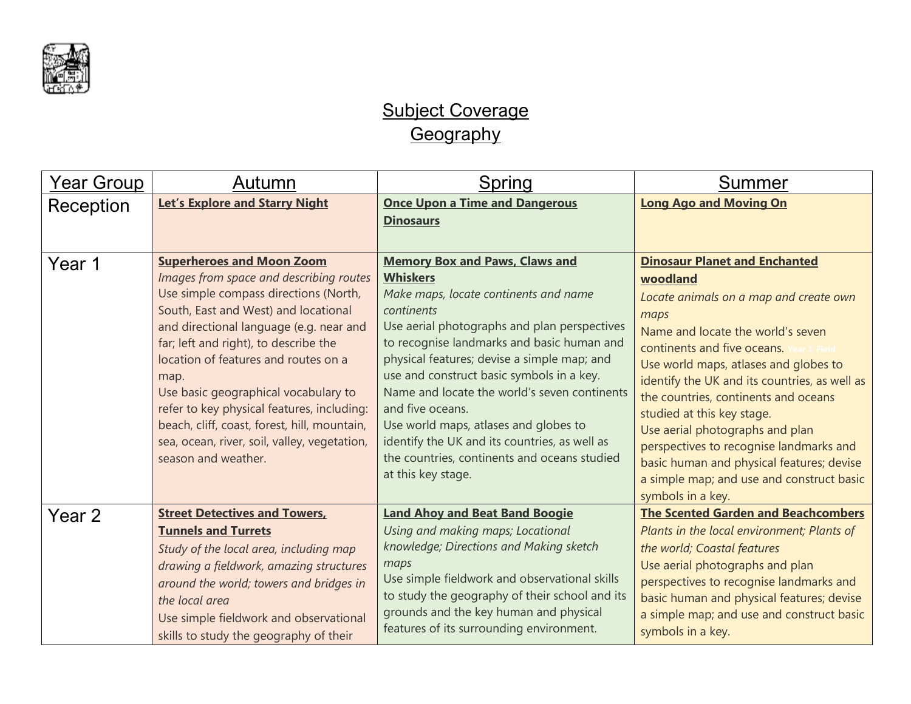# Subject Coverage
# Geography

| Year Group | Autumn | Spring | Summer |
|---|---|---|---|
| Reception | **Let's Explore and Starry Night** | **Once Upon a Time and Dangerous Dinosaurs** | **Long Ago and Moving On** |
| Year 1 | **Superheroes and Moon Zoom**<br>*Images from space and describing routes*<br>Use simple compass directions (North, South, East and West) and locational and directional language (e.g. near and far; left and right), to describe the location of features and routes on a map.<br>Use basic geographical vocabulary to refer to key physical features, including: beach, cliff, coast, forest, hill, mountain, sea, ocean, river, soil, valley, vegetation, season and weather. | **Memory Box and Paws, Claws and Whiskers**<br>*Make maps, locate continents and name continents*<br>Use aerial photographs and plan perspectives to recognise landmarks and basic human and physical features; devise a simple map; and use and construct basic symbols in a key.<br>Name and locate the world's seven continents and five oceans.<br>Use world maps, atlases and globes to identify the UK and its countries, as well as the countries, continents and oceans studied at this key stage. | **Dinosaur Planet and Enchanted woodland**<br>*Locate animals on a map and create own maps*<br>Name and locate the world's seven continents and five oceans. Year 1 Field<br>Use world maps, atlases and globes to identify the UK and its countries, as well as the countries, continents and oceans studied at this key stage.<br>Use aerial photographs and plan perspectives to recognise landmarks and basic human and physical features; devise a simple map; and use and construct basic symbols in a key. |
| Year 2 | **Street Detectives and Towers, Tunnels and Turrets**<br>*Study of the local area, including map drawing a fieldwork, amazing structures around the world; towers and bridges in the local area*<br>Use simple fieldwork and observational skills to study the geography of their | **Land Ahoy and Beat Band Boogie**<br>*Using and making maps; Locational knowledge; Directions and Making sketch maps*<br>Use simple fieldwork and observational skills to study the geography of their school and its grounds and the key human and physical features of its surrounding environment. | **The Scented Garden and Beachcombers**<br>*Plants in the local environment; Plants of the world; Coastal features*<br>Use aerial photographs and plan perspectives to recognise landmarks and basic human and physical features; devise a simple map; and use and construct basic symbols in a key. |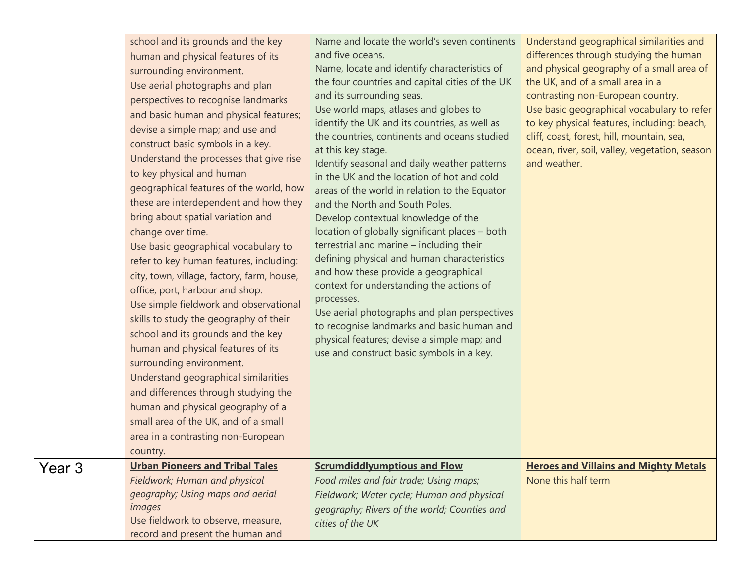| | | | |
|---|---|---|---|
| | school and its grounds and the key human and physical features of its surrounding environment.<br>Use aerial photographs and plan perspectives to recognise landmarks and basic human and physical features; devise a simple map; and use and construct basic symbols in a key.<br>Understand the processes that give rise to key physical and human geographical features of the world, how these are interdependent and how they bring about spatial variation and change over time.<br>Use basic geographical vocabulary to refer to key human features, including: city, town, village, factory, farm, house, office, port, harbour and shop.<br>Use simple fieldwork and observational skills to study the geography of their school and its grounds and the key human and physical features of its surrounding environment.<br>Understand geographical similarities and differences through studying the human and physical geography of a small area of the UK, and of a small area in a contrasting non-European country. | Name and locate the world's seven continents and five oceans.<br>Name, locate and identify characteristics of the four countries and capital cities of the UK and its surrounding seas.<br>Use world maps, atlases and globes to identify the UK and its countries, as well as the countries, continents and oceans studied at this key stage.<br>Identify seasonal and daily weather patterns in the UK and the location of hot and cold areas of the world in relation to the Equator and the North and South Poles.<br>Develop contextual knowledge of the location of globally significant places – both terrestrial and marine – including their defining physical and human characteristics and how these provide a geographical context for understanding the actions of processes.<br>Use aerial photographs and plan perspectives to recognise landmarks and basic human and physical features; devise a simple map; and use and construct basic symbols in a key. | Understand geographical similarities and differences through studying the human and physical geography of a small area of the UK, and of a small area in a contrasting non-European country.<br>Use basic geographical vocabulary to refer to key physical features, including: beach, cliff, coast, forest, hill, mountain, sea, ocean, river, soil, valley, vegetation, season and weather. |
| Year 3 | **Urban Pioneers and Tribal Tales**<br>*Fieldwork; Human and physical geography; Using maps and aerial images*<br>Use fieldwork to observe, measure, record and present the human and | **Scrumdiddlyumptious and Flow**<br>*Food miles and fair trade; Using maps; Fieldwork; Water cycle; Human and physical geography; Rivers of the world; Counties and cities of the UK* | **Heroes and Villains and Mighty Metals**<br>None this half term |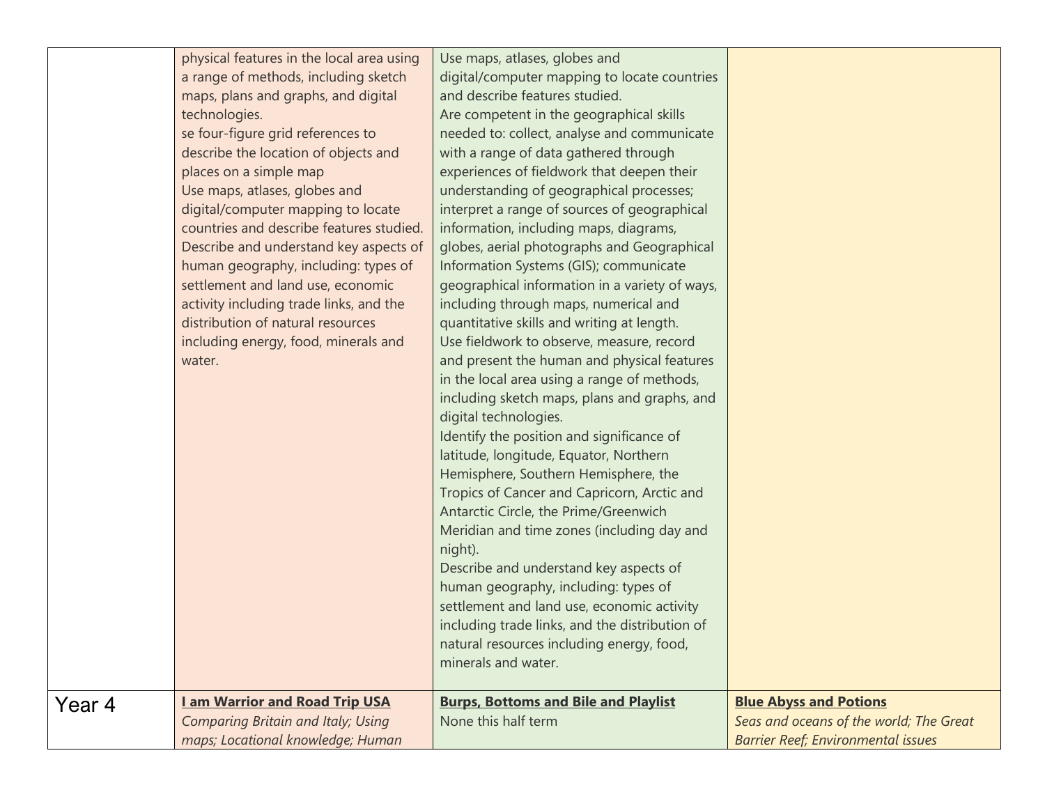| | | | |
|---|---|---|---|
| | physical features in the local area using a range of methods, including sketch maps, plans and graphs, and digital technologies.<br>se four-figure grid references to describe the location of objects and places on a simple map<br>Use maps, atlases, globes and digital/computer mapping to locate countries and describe features studied.<br>Describe and understand key aspects of human geography, including: types of settlement and land use, economic activity including trade links, and the distribution of natural resources including energy, food, minerals and water. | Use maps, atlases, globes and digital/computer mapping to locate countries and describe features studied.<br>Are competent in the geographical skills needed to: collect, analyse and communicate with a range of data gathered through experiences of fieldwork that deepen their understanding of geographical processes; interpret a range of sources of geographical information, including maps, diagrams, globes, aerial photographs and Geographical Information Systems (GIS); communicate geographical information in a variety of ways, including through maps, numerical and quantitative skills and writing at length.<br>Use fieldwork to observe, measure, record and present the human and physical features in the local area using a range of methods, including sketch maps, plans and graphs, and digital technologies.<br>Identify the position and significance of latitude, longitude, Equator, Northern Hemisphere, Southern Hemisphere, the Tropics of Cancer and Capricorn, Arctic and Antarctic Circle, the Prime/Greenwich Meridian and time zones (including day and night).<br>Describe and understand key aspects of human geography, including: types of settlement and land use, economic activity including trade links, and the distribution of natural resources including energy, food, minerals and water. | |
| Year 4 | **I am Warrior and Road Trip USA**<br>*Comparing Britain and Italy; Using maps; Locational knowledge; Human* | **Burps, Bottoms and Bile and Playlist**<br>None this half term | **Blue Abyss and Potions**<br>*Seas and oceans of the world; The Great Barrier Reef; Environmental issues* |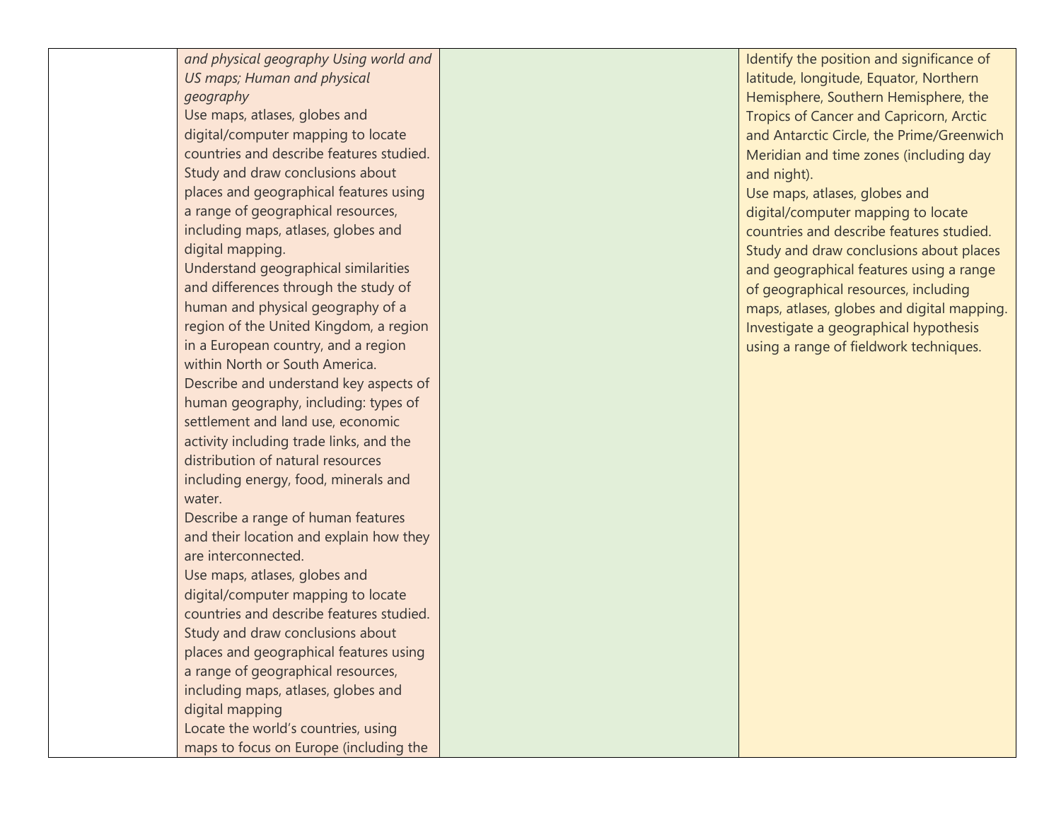|  |  |  |  |
|---|---|---|---|
|  | *and physical geography Using world and US maps; Human and physical geography*<br>Use maps, atlases, globes and digital/computer mapping to locate countries and describe features studied.<br>Study and draw conclusions about places and geographical features using a range of geographical resources, including maps, atlases, globes and digital mapping.<br>Understand geographical similarities and differences through the study of human and physical geography of a region of the United Kingdom, a region in a European country, and a region within North or South America.<br>Describe and understand key aspects of human geography, including: types of settlement and land use, economic activity including trade links, and the distribution of natural resources including energy, food, minerals and water.<br>Describe a range of human features and their location and explain how they are interconnected.<br>Use maps, atlases, globes and digital/computer mapping to locate countries and describe features studied.<br>Study and draw conclusions about places and geographical features using a range of geographical resources, including maps, atlases, globes and digital mapping<br>Locate the world's countries, using maps to focus on Europe (including the |  | Identify the position and significance of latitude, longitude, Equator, Northern Hemisphere, Southern Hemisphere, the Tropics of Cancer and Capricorn, Arctic and Antarctic Circle, the Prime/Greenwich Meridian and time zones (including day and night).<br>Use maps, atlases, globes and digital/computer mapping to locate countries and describe features studied.<br>Study and draw conclusions about places and geographical features using a range of geographical resources, including maps, atlases, globes and digital mapping.<br>Investigate a geographical hypothesis using a range of fieldwork techniques. |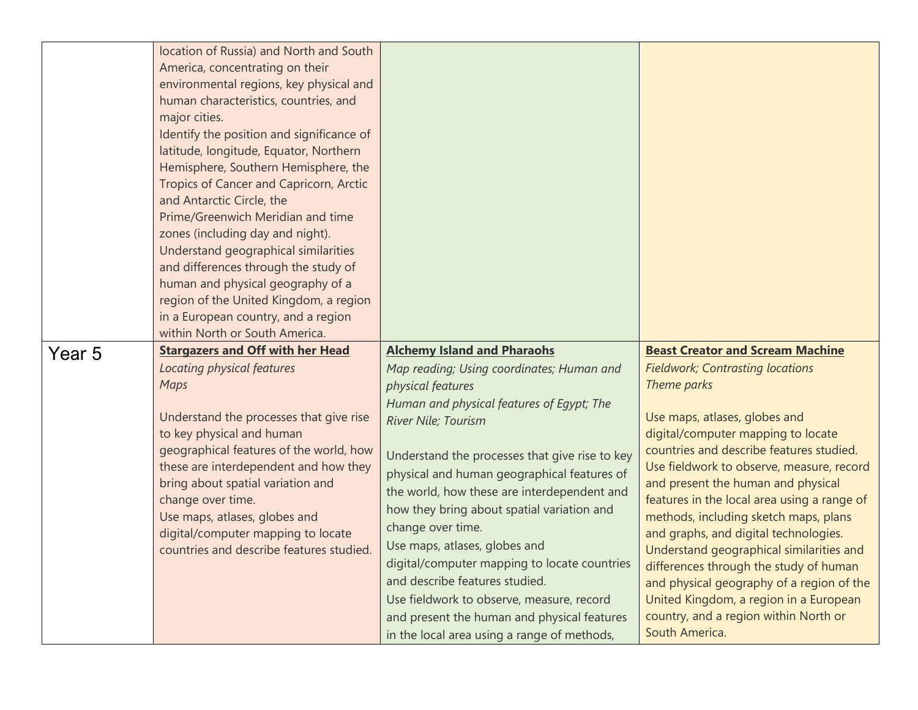| | | | |
|---|---|---|---|
| | location of Russia) and North and South America, concentrating on their environmental regions, key physical and human characteristics, countries, and major cities.<br>Identify the position and significance of latitude, longitude, Equator, Northern Hemisphere, Southern Hemisphere, the Tropics of Cancer and Capricorn, Arctic and Antarctic Circle, the Prime/Greenwich Meridian and time zones (including day and night).<br>Understand geographical similarities and differences through the study of human and physical geography of a region of the United Kingdom, a region in a European country, and a region within North or South America. | | |
| Year 5 | **Stargazers and Off with her Head**<br>*Locating physical features*<br>*Maps*<br><br>Understand the processes that give rise to key physical and human geographical features of the world, how these are interdependent and how they bring about spatial variation and change over time.<br>Use maps, atlases, globes and digital/computer mapping to locate countries and describe features studied. | **Alchemy Island and Pharaohs**<br>*Map reading; Using coordinates; Human and physical features*<br>*Human and physical features of Egypt; The River Nile; Tourism*<br><br>Understand the processes that give rise to key physical and human geographical features of the world, how these are interdependent and how they bring about spatial variation and change over time.<br>Use maps, atlases, globes and digital/computer mapping to locate countries and describe features studied.<br>Use fieldwork to observe, measure, record and present the human and physical features in the local area using a range of methods, | **Beast Creator and Scream Machine**<br>*Fieldwork; Contrasting locations*<br>*Theme parks*<br><br>Use maps, atlases, globes and digital/computer mapping to locate countries and describe features studied.<br>Use fieldwork to observe, measure, record and present the human and physical features in the local area using a range of methods, including sketch maps, plans and graphs, and digital technologies.<br>Understand geographical similarities and differences through the study of human and physical geography of a region of the United Kingdom, a region in a European country, and a region within North or South America. |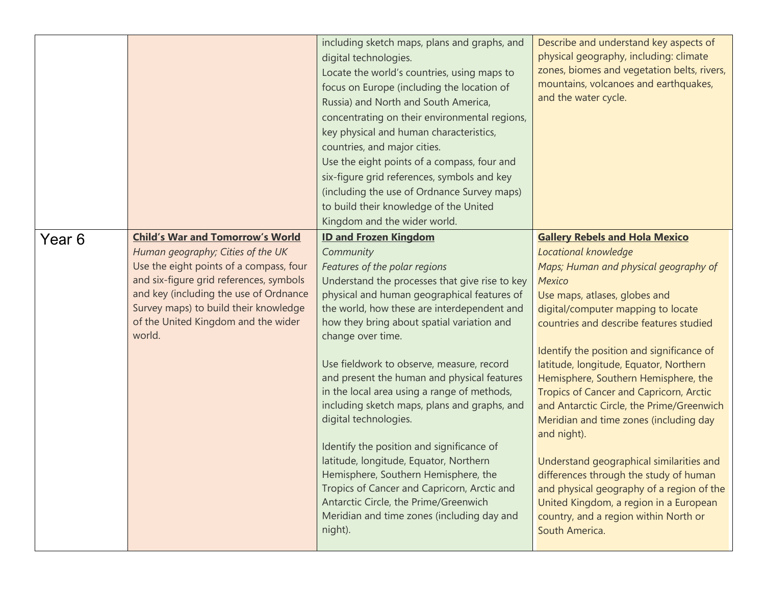| | | | |
|---|---|---|---|
| | | including sketch maps, plans and graphs, and digital technologies.<br>Locate the world's countries, using maps to focus on Europe (including the location of Russia) and North and South America, concentrating on their environmental regions, key physical and human characteristics, countries, and major cities.<br>Use the eight points of a compass, four and six-figure grid references, symbols and key (including the use of Ordnance Survey maps) to build their knowledge of the United Kingdom and the wider world. | Describe and understand key aspects of physical geography, including: climate zones, biomes and vegetation belts, rivers, mountains, volcanoes and earthquakes, and the water cycle. |
| Year 6 | **Child's War and Tomorrow's World**<br>*Human geography; Cities of the UK*<br>Use the eight points of a compass, four and six-figure grid references, symbols and key (including the use of Ordnance Survey maps) to build their knowledge of the United Kingdom and the wider world. | **ID and Frozen Kingdom**<br>*Community*<br>*Features of the polar regions*<br>Understand the processes that give rise to key physical and human geographical features of the world, how these are interdependent and how they bring about spatial variation and change over time.<br><br>Use fieldwork to observe, measure, record and present the human and physical features in the local area using a range of methods, including sketch maps, plans and graphs, and digital technologies.<br><br>Identify the position and significance of latitude, longitude, Equator, Northern Hemisphere, Southern Hemisphere, the Tropics of Cancer and Capricorn, Arctic and Antarctic Circle, the Prime/Greenwich Meridian and time zones (including day and night). | **Gallery Rebels and Hola Mexico**<br>*Locational knowledge*<br>*Maps; Human and physical geography of Mexico*<br>Use maps, atlases, globes and digital/computer mapping to locate countries and describe features studied<br><br>Identify the position and significance of latitude, longitude, Equator, Northern Hemisphere, Southern Hemisphere, the Tropics of Cancer and Capricorn, Arctic and Antarctic Circle, the Prime/Greenwich Meridian and time zones (including day and night).<br><br>Understand geographical similarities and differences through the study of human and physical geography of a region of the United Kingdom, a region in a European country, and a region within North or South America. |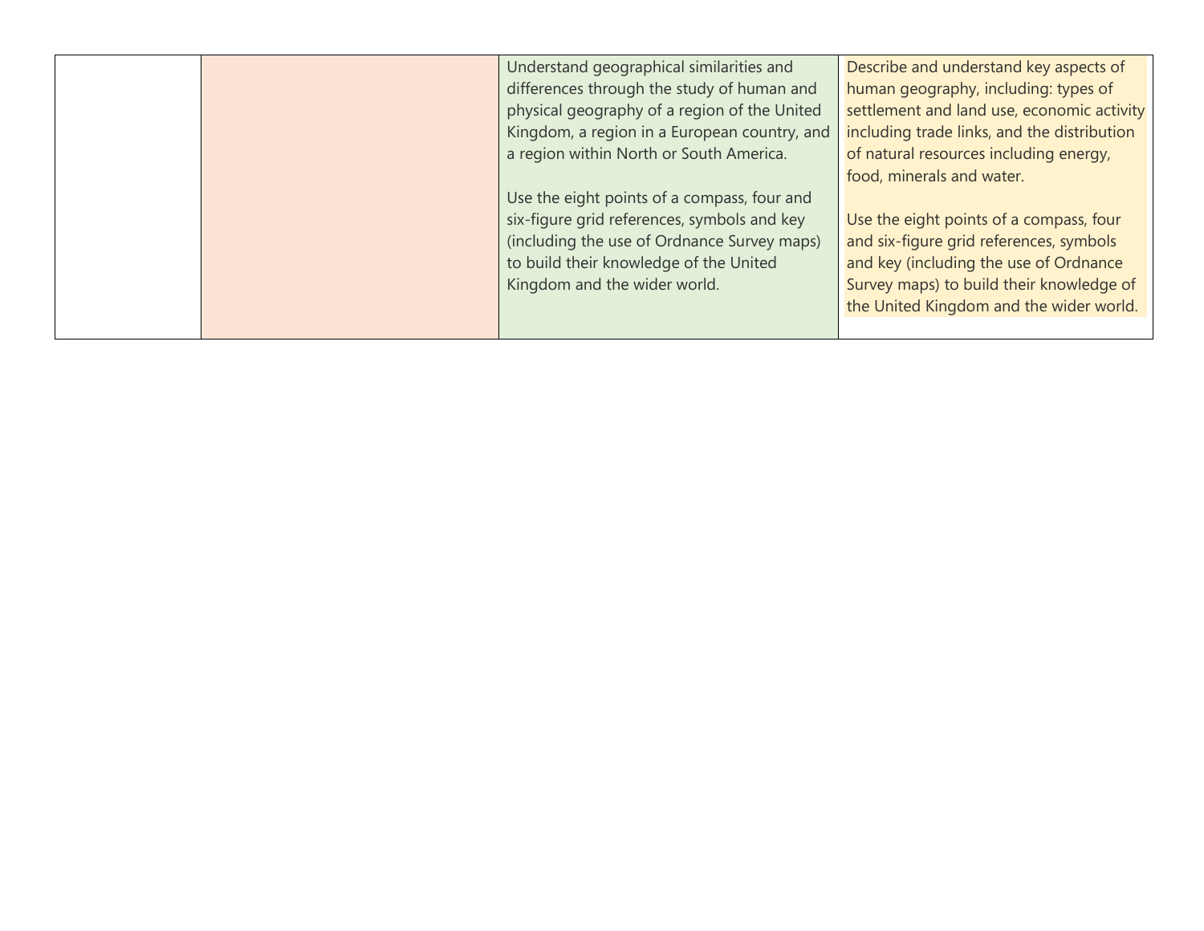| | | | |
|---|---|---|---|
| | | Understand geographical similarities and differences through the study of human and physical geography of a region of the United Kingdom, a region in a European country, and a region within North or South America.<br><br>Use the eight points of a compass, four and six-figure grid references, symbols and key (including the use of Ordnance Survey maps) to build their knowledge of the United Kingdom and the wider world. | Describe and understand key aspects of human geography, including: types of settlement and land use, economic activity including trade links, and the distribution of natural resources including energy, food, minerals and water.<br><br>Use the eight points of a compass, four and six-figure grid references, symbols and key (including the use of Ordnance Survey maps) to build their knowledge of the United Kingdom and the wider world. |